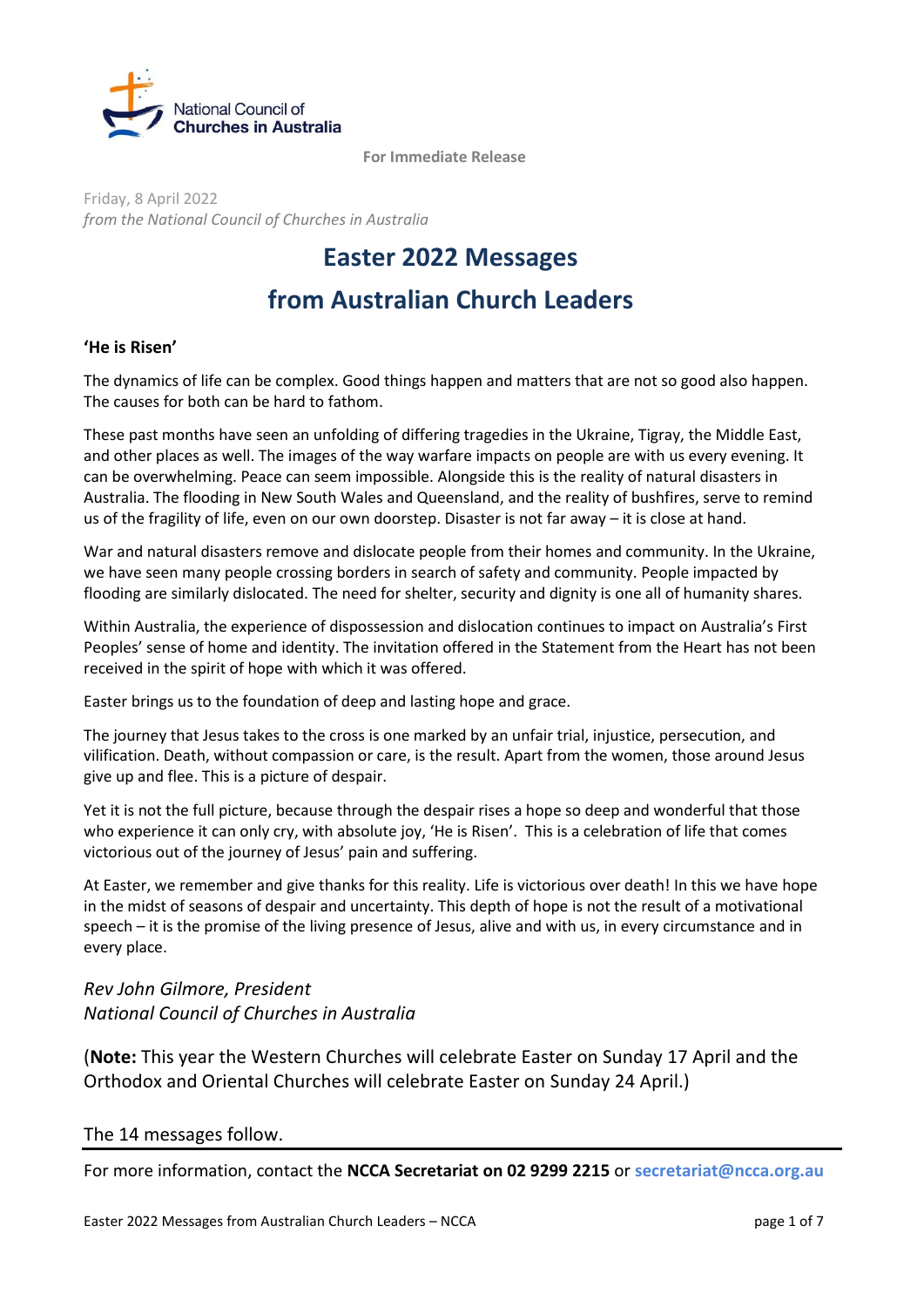National Council of Churches in Australia

**For Immediate Release**

Friday, 8 April 2022
*from the National Council of Churches in Australia*

# Easter 2022 Messages

# from Australian Church Leaders

**'He is Risen'**

The dynamics of life can be complex. Good things happen and matters that are not so good also happen. The causes for both can be hard to fathom.

These past months have seen an unfolding of differing tragedies in the Ukraine, Tigray, the Middle East, and other places as well. The images of the way warfare impacts on people are with us every evening. It can be overwhelming. Peace can seem impossible. Alongside this is the reality of natural disasters in Australia. The flooding in New South Wales and Queensland, and the reality of bushfires, serve to remind us of the fragility of life, even on our own doorstep. Disaster is not far away – it is close at hand.

War and natural disasters remove and dislocate people from their homes and community. In the Ukraine, we have seen many people crossing borders in search of safety and community. People impacted by flooding are similarly dislocated. The need for shelter, security and dignity is one all of humanity shares.

Within Australia, the experience of dispossession and dislocation continues to impact on Australia's First Peoples' sense of home and identity. The invitation offered in the Statement from the Heart has not been received in the spirit of hope with which it was offered.

Easter brings us to the foundation of deep and lasting hope and grace.

The journey that Jesus takes to the cross is one marked by an unfair trial, injustice, persecution, and vilification. Death, without compassion or care, is the result. Apart from the women, those around Jesus give up and flee. This is a picture of despair.

Yet it is not the full picture, because through the despair rises a hope so deep and wonderful that those who experience it can only cry, with absolute joy, 'He is Risen'. This is a celebration of life that comes victorious out of the journey of Jesus' pain and suffering.

At Easter, we remember and give thanks for this reality. Life is victorious over death! In this we have hope in the midst of seasons of despair and uncertainty. This depth of hope is not the result of a motivational speech – it is the promise of the living presence of Jesus, alive and with us, in every circumstance and in every place.

*Rev John Gilmore, President*
*National Council of Churches in Australia*

(**Note:** This year the Western Churches will celebrate Easter on Sunday 17 April and the Orthodox and Oriental Churches will celebrate Easter on Sunday 24 April.)

The 14 messages follow.

---

For more information, contact the **NCCA Secretariat on 02 9299 2215** or **secretariat@ncca.org.au**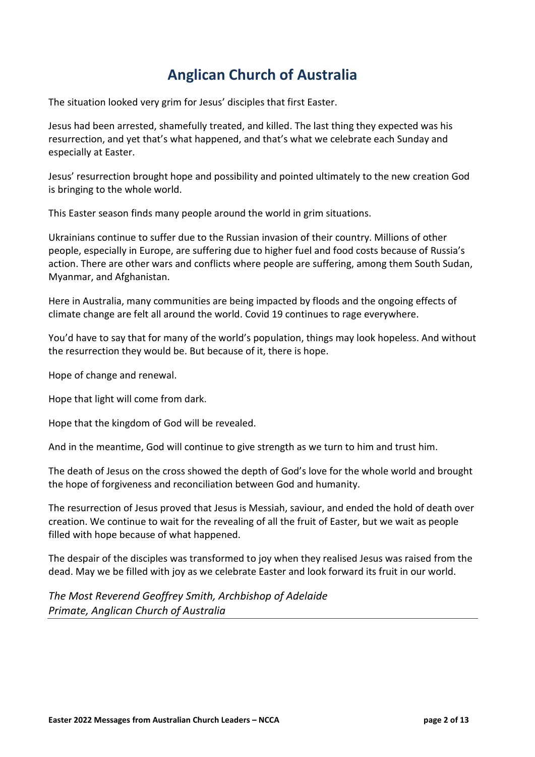# Anglican Church of Australia

The situation looked very grim for Jesus' disciples that first Easter.

Jesus had been arrested, shamefully treated, and killed. The last thing they expected was his resurrection, and yet that's what happened, and that's what we celebrate each Sunday and especially at Easter.

Jesus' resurrection brought hope and possibility and pointed ultimately to the new creation God is bringing to the whole world.

This Easter season finds many people around the world in grim situations.

Ukrainians continue to suffer due to the Russian invasion of their country. Millions of other people, especially in Europe, are suffering due to higher fuel and food costs because of Russia's action. There are other wars and conflicts where people are suffering, among them South Sudan, Myanmar, and Afghanistan.

Here in Australia, many communities are being impacted by floods and the ongoing effects of climate change are felt all around the world. Covid 19 continues to rage everywhere.

You'd have to say that for many of the world's population, things may look hopeless. And without the resurrection they would be. But because of it, there is hope.

Hope of change and renewal.

Hope that light will come from dark.

Hope that the kingdom of God will be revealed.

And in the meantime, God will continue to give strength as we turn to him and trust him.

The death of Jesus on the cross showed the depth of God's love for the whole world and brought the hope of forgiveness and reconciliation between God and humanity.

The resurrection of Jesus proved that Jesus is Messiah, saviour, and ended the hold of death over creation. We continue to wait for the revealing of all the fruit of Easter, but we wait as people filled with hope because of what happened.

The despair of the disciples was transformed to joy when they realised Jesus was raised from the dead. May we be filled with joy as we celebrate Easter and look forward its fruit in our world.

*The Most Reverend Geoffrey Smith, Archbishop of Adelaide*
*Primate, Anglican Church of Australia*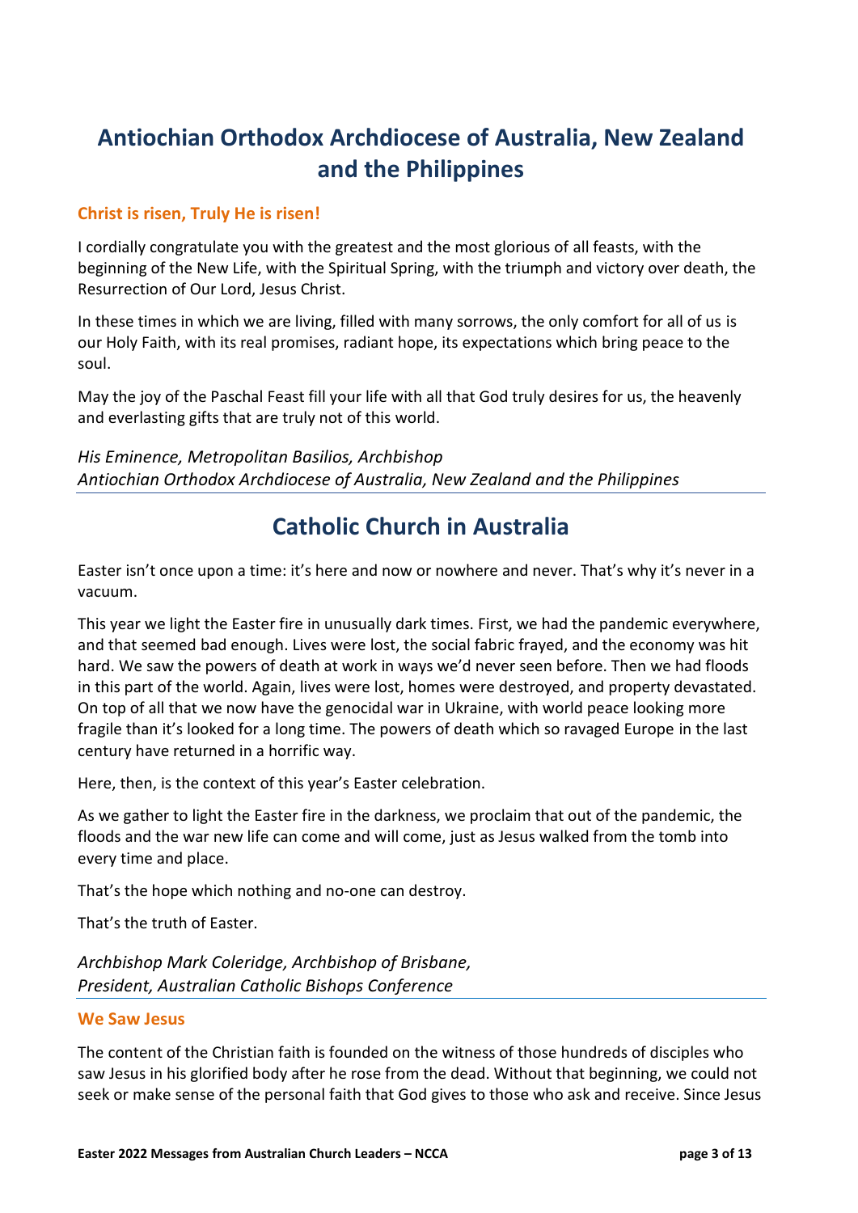# Antiochian Orthodox Archdiocese of Australia, New Zealand and the Philippines

### Christ is risen, Truly He is risen!

I cordially congratulate you with the greatest and the most glorious of all feasts, with the beginning of the New Life, with the Spiritual Spring, with the triumph and victory over death, the Resurrection of Our Lord, Jesus Christ.

In these times in which we are living, filled with many sorrows, the only comfort for all of us is our Holy Faith, with its real promises, radiant hope, its expectations which bring peace to the soul.

May the joy of the Paschal Feast fill your life with all that God truly desires for us, the heavenly and everlasting gifts that are truly not of this world.

*His Eminence, Metropolitan Basilios, Archbishop*
*Antiochian Orthodox Archdiocese of Australia, New Zealand and the Philippines*

# Catholic Church in Australia

Easter isn't once upon a time: it's here and now or nowhere and never. That's why it's never in a vacuum.

This year we light the Easter fire in unusually dark times. First, we had the pandemic everywhere, and that seemed bad enough. Lives were lost, the social fabric frayed, and the economy was hit hard. We saw the powers of death at work in ways we'd never seen before. Then we had floods in this part of the world. Again, lives were lost, homes were destroyed, and property devastated. On top of all that we now have the genocidal war in Ukraine, with world peace looking more fragile than it's looked for a long time. The powers of death which so ravaged Europe in the last century have returned in a horrific way.

Here, then, is the context of this year's Easter celebration.

As we gather to light the Easter fire in the darkness, we proclaim that out of the pandemic, the floods and the war new life can come and will come, just as Jesus walked from the tomb into every time and place.

That's the hope which nothing and no-one can destroy.

That's the truth of Easter.

*Archbishop Mark Coleridge, Archbishop of Brisbane,*
*President, Australian Catholic Bishops Conference*

### We Saw Jesus

The content of the Christian faith is founded on the witness of those hundreds of disciples who saw Jesus in his glorified body after he rose from the dead. Without that beginning, we could not seek or make sense of the personal faith that God gives to those who ask and receive. Since Jesus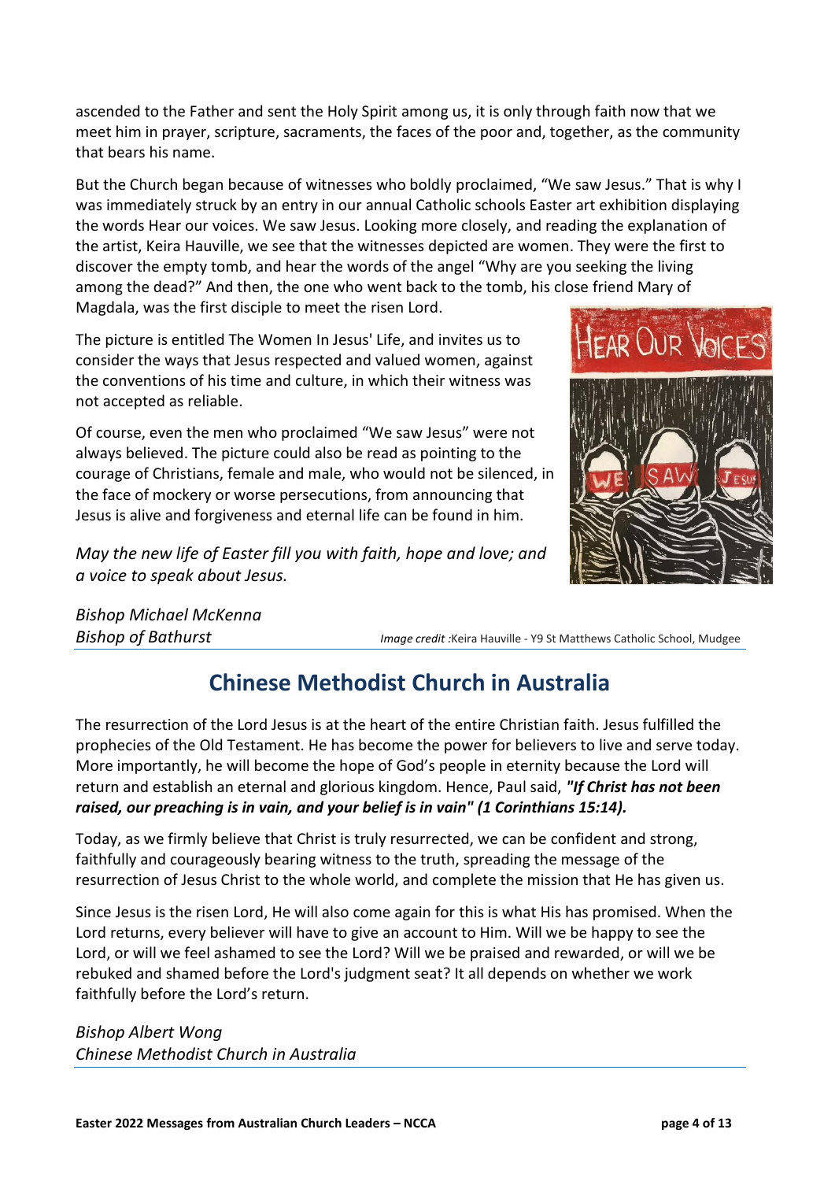ascended to the Father and sent the Holy Spirit among us, it is only through faith now that we meet him in prayer, scripture, sacraments, the faces of the poor and, together, as the community that bears his name.

But the Church began because of witnesses who boldly proclaimed, "We saw Jesus." That is why I was immediately struck by an entry in our annual Catholic schools Easter art exhibition displaying the words Hear our voices. We saw Jesus. Looking more closely, and reading the explanation of the artist, Keira Hauville, we see that the witnesses depicted are women. They were the first to discover the empty tomb, and hear the words of the angel "Why are you seeking the living among the dead?" And then, the one who went back to the tomb, his close friend Mary of Magdala, was the first disciple to meet the risen Lord.

The picture is entitled The Women In Jesus' Life, and invites us to consider the ways that Jesus respected and valued women, against the conventions of his time and culture, in which their witness was not accepted as reliable.

Of course, even the men who proclaimed "We saw Jesus" were not always believed. The picture could also be read as pointing to the courage of Christians, female and male, who would not be silenced, in the face of mockery or worse persecutions, from announcing that Jesus is alive and forgiveness and eternal life can be found in him.

*May the new life of Easter fill you with faith, hope and love; and a voice to speak about Jesus.*

*Bishop Michael McKenna*
*Bishop of Bathurst*

*Image credit* :Keira Hauville - Y9 St Matthews Catholic School, Mudgee

## Chinese Methodist Church in Australia

The resurrection of the Lord Jesus is at the heart of the entire Christian faith. Jesus fulfilled the prophecies of the Old Testament. He has become the power for believers to live and serve today. More importantly, he will become the hope of God's people in eternity because the Lord will return and establish an eternal and glorious kingdom. Hence, Paul said, ***"If Christ has not been raised, our preaching is in vain, and your belief is in vain" (1 Corinthians 15:14).***

Today, as we firmly believe that Christ is truly resurrected, we can be confident and strong, faithfully and courageously bearing witness to the truth, spreading the message of the resurrection of Jesus Christ to the whole world, and complete the mission that He has given us.

Since Jesus is the risen Lord, He will also come again for this is what His has promised. When the Lord returns, every believer will have to give an account to Him. Will we be happy to see the Lord, or will we feel ashamed to see the Lord? Will we be praised and rewarded, or will we be rebuked and shamed before the Lord's judgment seat? It all depends on whether we work faithfully before the Lord's return.

*Bishop Albert Wong*
*Chinese Methodist Church in Australia*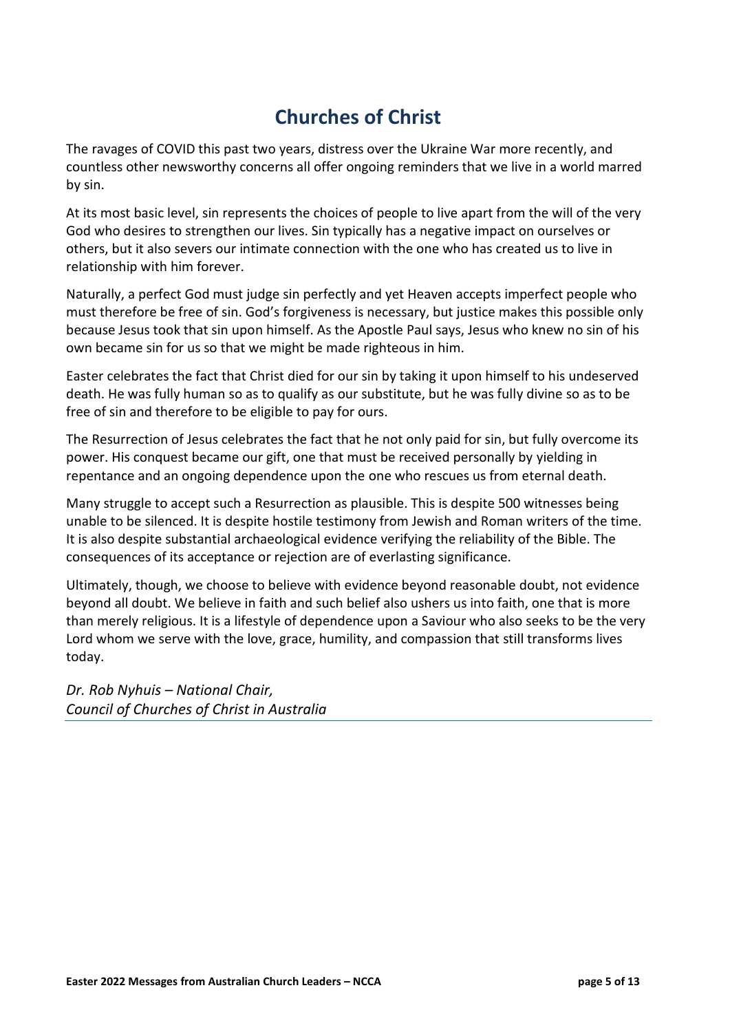# Churches of Christ

The ravages of COVID this past two years, distress over the Ukraine War more recently, and countless other newsworthy concerns all offer ongoing reminders that we live in a world marred by sin.

At its most basic level, sin represents the choices of people to live apart from the will of the very God who desires to strengthen our lives. Sin typically has a negative impact on ourselves or others, but it also severs our intimate connection with the one who has created us to live in relationship with him forever.

Naturally, a perfect God must judge sin perfectly and yet Heaven accepts imperfect people who must therefore be free of sin. God's forgiveness is necessary, but justice makes this possible only because Jesus took that sin upon himself. As the Apostle Paul says, Jesus who knew no sin of his own became sin for us so that we might be made righteous in him.

Easter celebrates the fact that Christ died for our sin by taking it upon himself to his undeserved death. He was fully human so as to qualify as our substitute, but he was fully divine so as to be free of sin and therefore to be eligible to pay for ours.

The Resurrection of Jesus celebrates the fact that he not only paid for sin, but fully overcome its power. His conquest became our gift, one that must be received personally by yielding in repentance and an ongoing dependence upon the one who rescues us from eternal death.

Many struggle to accept such a Resurrection as plausible. This is despite 500 witnesses being unable to be silenced. It is despite hostile testimony from Jewish and Roman writers of the time. It is also despite substantial archaeological evidence verifying the reliability of the Bible. The consequences of its acceptance or rejection are of everlasting significance.

Ultimately, though, we choose to believe with evidence beyond reasonable doubt, not evidence beyond all doubt. We believe in faith and such belief also ushers us into faith, one that is more than merely religious. It is a lifestyle of dependence upon a Saviour who also seeks to be the very Lord whom we serve with the love, grace, humility, and compassion that still transforms lives today.

*Dr. Rob Nyhuis – National Chair,*
*Council of Churches of Christ in Australia*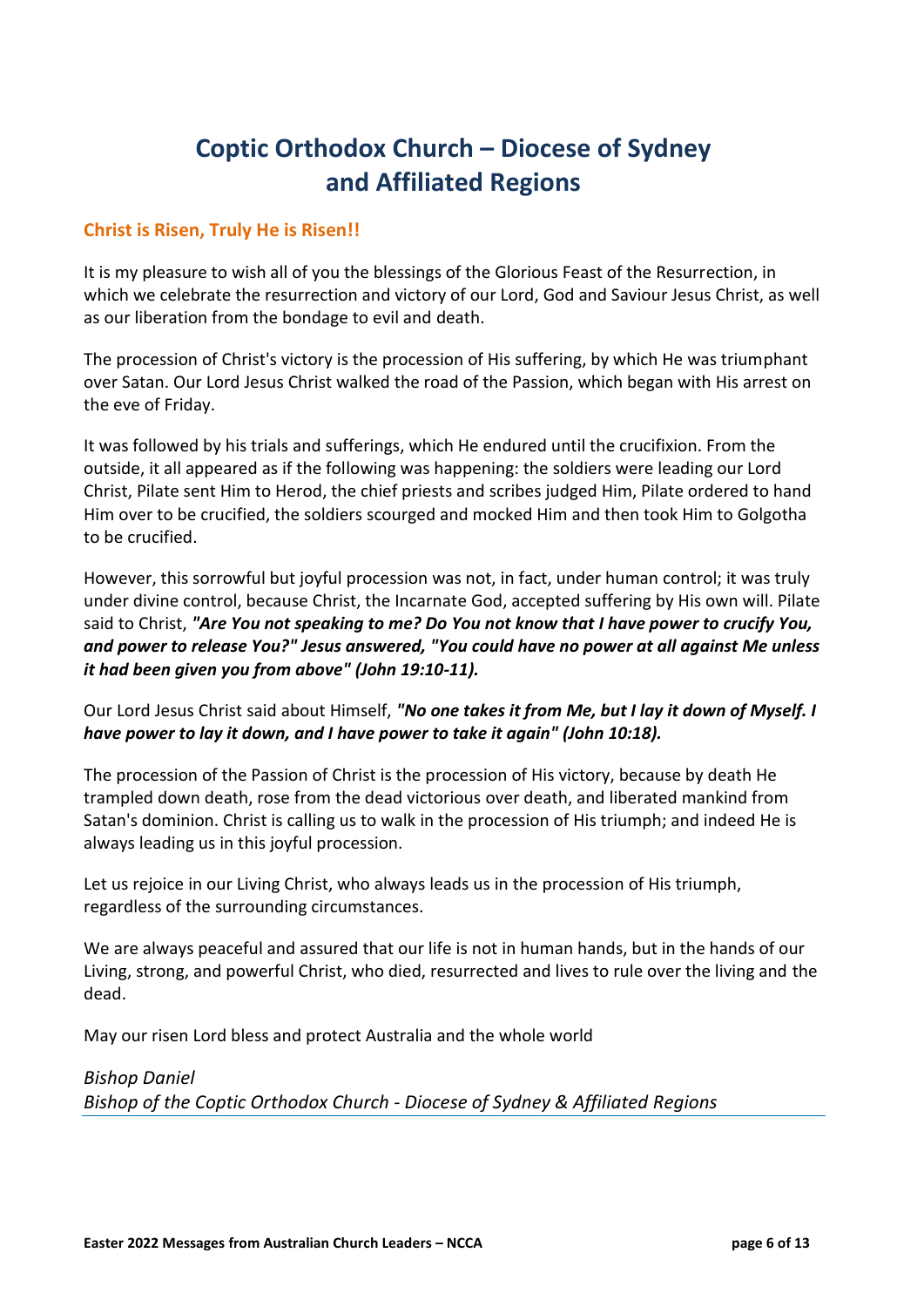# Coptic Orthodox Church – Diocese of Sydney and Affiliated Regions

## Christ is Risen, Truly He is Risen!!

It is my pleasure to wish all of you the blessings of the Glorious Feast of the Resurrection, in which we celebrate the resurrection and victory of our Lord, God and Saviour Jesus Christ, as well as our liberation from the bondage to evil and death.

The procession of Christ's victory is the procession of His suffering, by which He was triumphant over Satan. Our Lord Jesus Christ walked the road of the Passion, which began with His arrest on the eve of Friday.

It was followed by his trials and sufferings, which He endured until the crucifixion. From the outside, it all appeared as if the following was happening: the soldiers were leading our Lord Christ, Pilate sent Him to Herod, the chief priests and scribes judged Him, Pilate ordered to hand Him over to be crucified, the soldiers scourged and mocked Him and then took Him to Golgotha to be crucified.

However, this sorrowful but joyful procession was not, in fact, under human control; it was truly under divine control, because Christ, the Incarnate God, accepted suffering by His own will. Pilate said to Christ, ***"Are You not speaking to me? Do You not know that I have power to crucify You, and power to release You?" Jesus answered, "You could have no power at all against Me unless it had been given you from above" (John 19:10-11).***

Our Lord Jesus Christ said about Himself, ***"No one takes it from Me, but I lay it down of Myself. I have power to lay it down, and I have power to take it again" (John 10:18).***

The procession of the Passion of Christ is the procession of His victory, because by death He trampled down death, rose from the dead victorious over death, and liberated mankind from Satan's dominion. Christ is calling us to walk in the procession of His triumph; and indeed He is always leading us in this joyful procession.

Let us rejoice in our Living Christ, who always leads us in the procession of His triumph, regardless of the surrounding circumstances.

We are always peaceful and assured that our life is not in human hands, but in the hands of our Living, strong, and powerful Christ, who died, resurrected and lives to rule over the living and the dead.

May our risen Lord bless and protect Australia and the whole world

*Bishop Daniel*
*Bishop of the Coptic Orthodox Church - Diocese of Sydney & Affiliated Regions*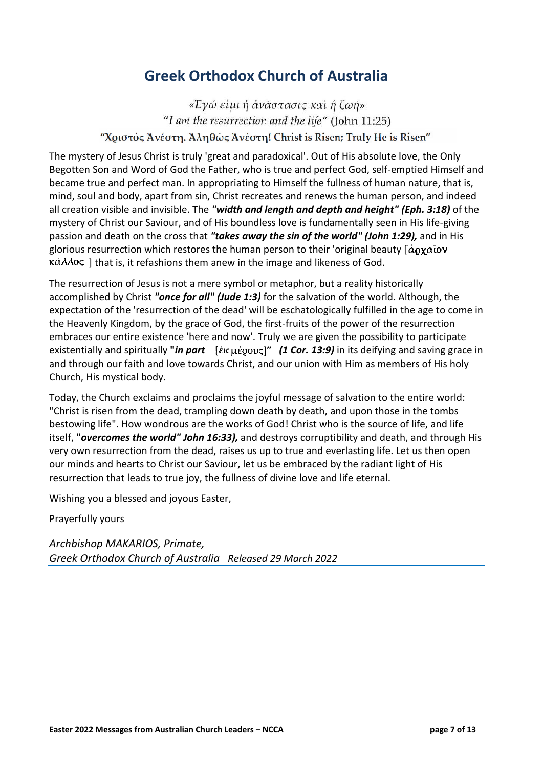# Greek Orthodox Church of Australia

*«Ἐγώ εἰμι ἡ ἀνάστασις καὶ ἡ ζωή»*

*"I am the resurrection and the life"* (John 11:25)

**"Χριστός Ἀνέστη. Ἀληθῶς Ἀνέστη! Christ is Risen; Truly He is Risen"**

The mystery of Jesus Christ is truly 'great and paradoxical'. Out of His absolute love, the Only Begotten Son and Word of God the Father, who is true and perfect God, self-emptied Himself and became true and perfect man. In appropriating to Himself the fullness of human nature, that is, mind, soul and body, apart from sin, Christ recreates and renews the human person, and indeed all creation visible and invisible. The ***"width and length and depth and height" (Eph. 3:18)*** of the mystery of Christ our Saviour, and of His boundless love is fundamentally seen in His life-giving passion and death on the cross that ***"takes away the sin of the world" (John 1:29),*** and in His glorious resurrection which restores the human person to their 'original beauty [ἀρχαῖον κάλλος ] that is, it refashions them anew in the image and likeness of God.

The resurrection of Jesus is not a mere symbol or metaphor, but a reality historically accomplished by Christ ***"once for all" (Jude 1:3)*** for the salvation of the world. Although, the expectation of the 'resurrection of the dead' will be eschatologically fulfilled in the age to come in the Heavenly Kingdom, by the grace of God, the first-fruits of the power of the resurrection embraces our entire existence 'here and now'. Truly we are given the possibility to participate existentially and spiritually **"*in part* [ἐκ μέρους]" *(1 Cor. 13:9)*** in its deifying and saving grace in and through our faith and love towards Christ, and our union with Him as members of His holy Church, His mystical body.

Today, the Church exclaims and proclaims the joyful message of salvation to the entire world: "Christ is risen from the dead, trampling down death by death, and upon those in the tombs bestowing life". How wondrous are the works of God! Christ who is the source of life, and life itself, **"*overcomes the world" John 16:33),*** and destroys corruptibility and death, and through His very own resurrection from the dead, raises us up to true and everlasting life. Let us then open our minds and hearts to Christ our Saviour, let us be embraced by the radiant light of His resurrection that leads to true joy, the fullness of divine love and life eternal.

Wishing you a blessed and joyous Easter,

Prayerfully yours

*Archbishop MAKARIOS, Primate,*
*Greek Orthodox Church of Australia* *Released 29 March 2022*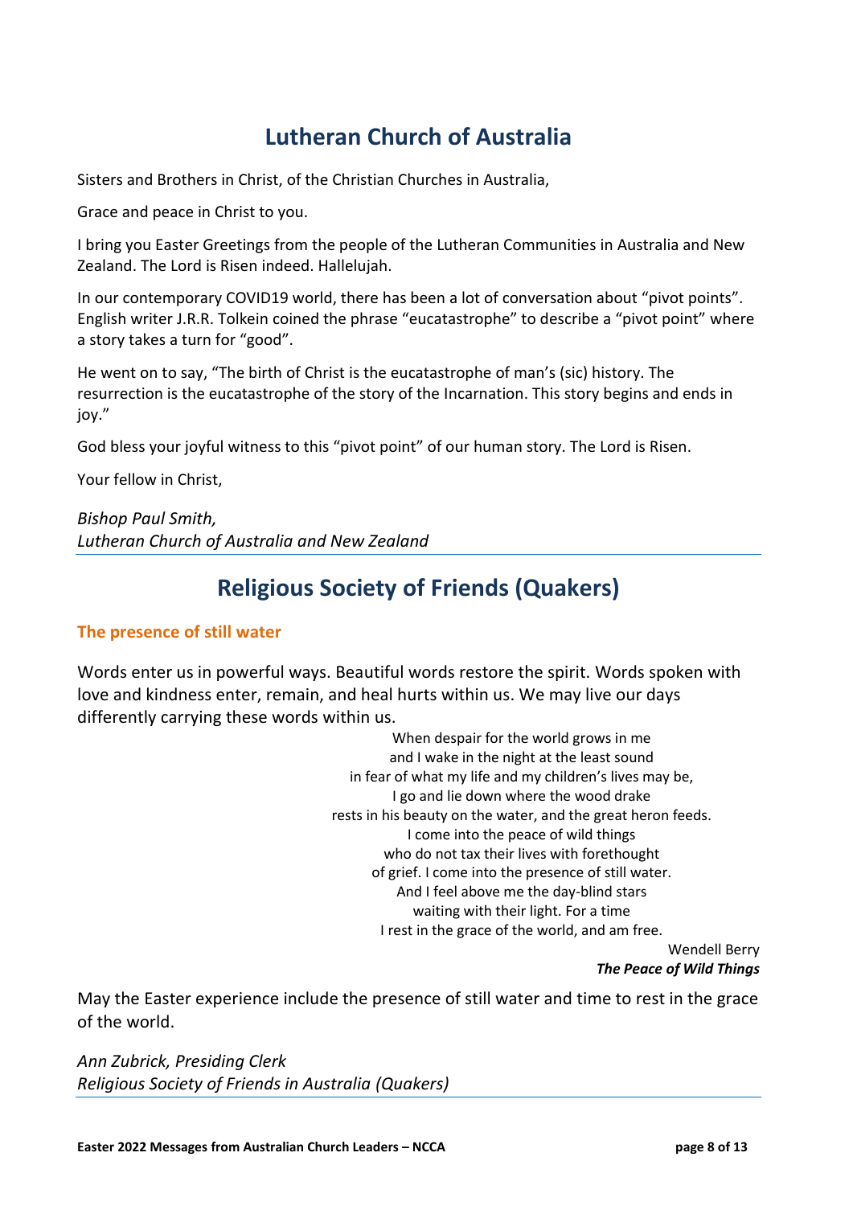## Lutheran Church of Australia

Sisters and Brothers in Christ, of the Christian Churches in Australia,

Grace and peace in Christ to you.

I bring you Easter Greetings from the people of the Lutheran Communities in Australia and New Zealand. The Lord is Risen indeed. Hallelujah.

In our contemporary COVID19 world, there has been a lot of conversation about "pivot points". English writer J.R.R. Tolkein coined the phrase "eucatastrophe" to describe a "pivot point" where a story takes a turn for "good".

He went on to say, "The birth of Christ is the eucatastrophe of man's (sic) history. The resurrection is the eucatastrophe of the story of the Incarnation. This story begins and ends in joy."

God bless your joyful witness to this "pivot point" of our human story. The Lord is Risen.

Your fellow in Christ,

*Bishop Paul Smith,*
*Lutheran Church of Australia and New Zealand*

## Religious Society of Friends (Quakers)

### The presence of still water

Words enter us in powerful ways. Beautiful words restore the spirit. Words spoken with love and kindness enter, remain, and heal hurts within us. We may live our days differently carrying these words within us.

When despair for the world grows in me
and I wake in the night at the least sound
in fear of what my life and my children's lives may be,
I go and lie down where the wood drake
rests in his beauty on the water, and the great heron feeds.
I come into the peace of wild things
who do not tax their lives with forethought
of grief. I come into the presence of still water.
And I feel above me the day-blind stars
waiting with their light. For a time
I rest in the grace of the world, and am free.

Wendell Berry
***The Peace of Wild Things***

May the Easter experience include the presence of still water and time to rest in the grace of the world.

*Ann Zubrick, Presiding Clerk*
*Religious Society of Friends in Australia (Quakers)*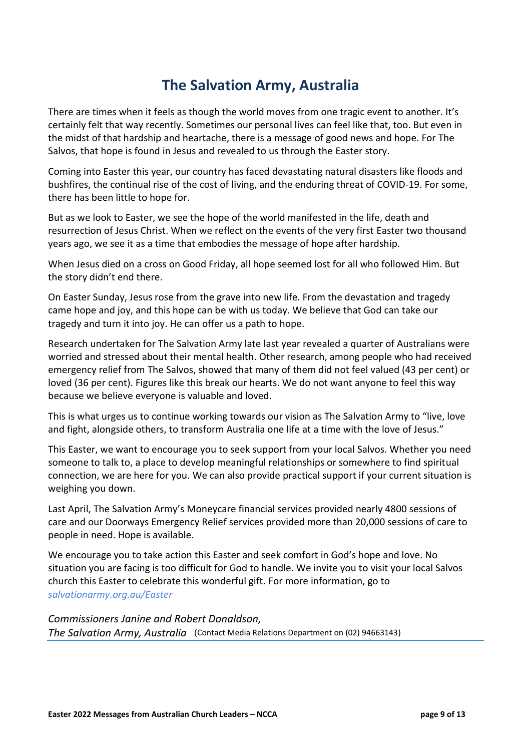# The Salvation Army, Australia

There are times when it feels as though the world moves from one tragic event to another. It's certainly felt that way recently. Sometimes our personal lives can feel like that, too. But even in the midst of that hardship and heartache, there is a message of good news and hope. For The Salvos, that hope is found in Jesus and revealed to us through the Easter story.

Coming into Easter this year, our country has faced devastating natural disasters like floods and bushfires, the continual rise of the cost of living, and the enduring threat of COVID-19. For some, there has been little to hope for.

But as we look to Easter, we see the hope of the world manifested in the life, death and resurrection of Jesus Christ. When we reflect on the events of the very first Easter two thousand years ago, we see it as a time that embodies the message of hope after hardship.

When Jesus died on a cross on Good Friday, all hope seemed lost for all who followed Him. But the story didn't end there.

On Easter Sunday, Jesus rose from the grave into new life. From the devastation and tragedy came hope and joy, and this hope can be with us today. We believe that God can take our tragedy and turn it into joy. He can offer us a path to hope.

Research undertaken for The Salvation Army late last year revealed a quarter of Australians were worried and stressed about their mental health. Other research, among people who had received emergency relief from The Salvos, showed that many of them did not feel valued (43 per cent) or loved (36 per cent). Figures like this break our hearts. We do not want anyone to feel this way because we believe everyone is valuable and loved.

This is what urges us to continue working towards our vision as The Salvation Army to "live, love and fight, alongside others, to transform Australia one life at a time with the love of Jesus."

This Easter, we want to encourage you to seek support from your local Salvos. Whether you need someone to talk to, a place to develop meaningful relationships or somewhere to find spiritual connection, we are here for you. We can also provide practical support if your current situation is weighing you down.

Last April, The Salvation Army's Moneycare financial services provided nearly 4800 sessions of care and our Doorways Emergency Relief services provided more than 20,000 sessions of care to people in need. Hope is available.

We encourage you to take action this Easter and seek comfort in God's hope and love. No situation you are facing is too difficult for God to handle. We invite you to visit your local Salvos church this Easter to celebrate this wonderful gift. For more information, go to *salvationarmy.org.au/Easter*

*Commissioners Janine and Robert Donaldson,*
*The Salvation Army, Australia* (Contact Media Relations Department on (02) 94663143)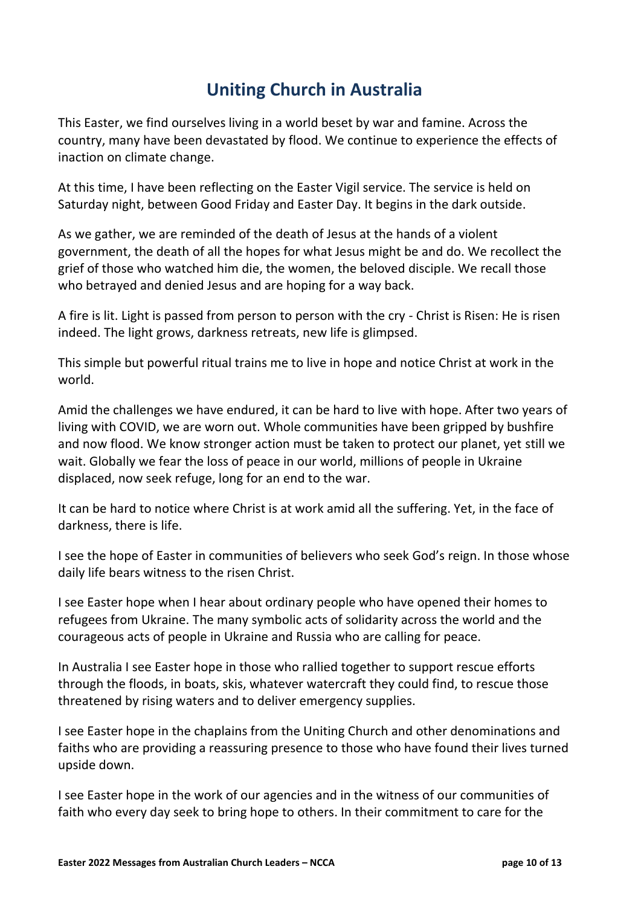# Uniting Church in Australia

This Easter, we find ourselves living in a world beset by war and famine. Across the country, many have been devastated by flood. We continue to experience the effects of inaction on climate change.

At this time, I have been reflecting on the Easter Vigil service. The service is held on Saturday night, between Good Friday and Easter Day. It begins in the dark outside.

As we gather, we are reminded of the death of Jesus at the hands of a violent government, the death of all the hopes for what Jesus might be and do. We recollect the grief of those who watched him die, the women, the beloved disciple. We recall those who betrayed and denied Jesus and are hoping for a way back.

A fire is lit. Light is passed from person to person with the cry - Christ is Risen: He is risen indeed. The light grows, darkness retreats, new life is glimpsed.

This simple but powerful ritual trains me to live in hope and notice Christ at work in the world.

Amid the challenges we have endured, it can be hard to live with hope. After two years of living with COVID, we are worn out. Whole communities have been gripped by bushfire and now flood. We know stronger action must be taken to protect our planet, yet still we wait. Globally we fear the loss of peace in our world, millions of people in Ukraine displaced, now seek refuge, long for an end to the war.

It can be hard to notice where Christ is at work amid all the suffering. Yet, in the face of darkness, there is life.

I see the hope of Easter in communities of believers who seek God's reign. In those whose daily life bears witness to the risen Christ.

I see Easter hope when I hear about ordinary people who have opened their homes to refugees from Ukraine. The many symbolic acts of solidarity across the world and the courageous acts of people in Ukraine and Russia who are calling for peace.

In Australia I see Easter hope in those who rallied together to support rescue efforts through the floods, in boats, skis, whatever watercraft they could find, to rescue those threatened by rising waters and to deliver emergency supplies.

I see Easter hope in the chaplains from the Uniting Church and other denominations and faiths who are providing a reassuring presence to those who have found their lives turned upside down.

I see Easter hope in the work of our agencies and in the witness of our communities of faith who every day seek to bring hope to others. In their commitment to care for the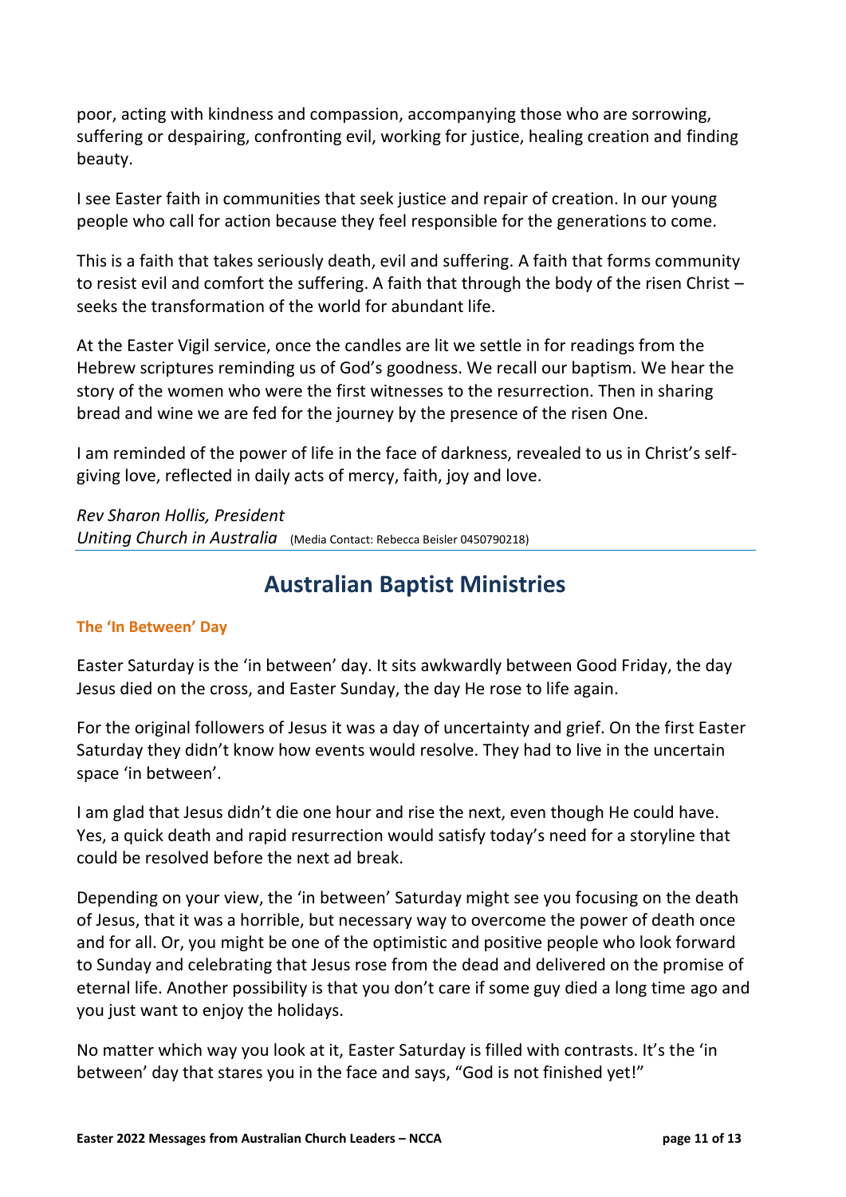poor, acting with kindness and compassion, accompanying those who are sorrowing, suffering or despairing, confronting evil, working for justice, healing creation and finding beauty.

I see Easter faith in communities that seek justice and repair of creation. In our young people who call for action because they feel responsible for the generations to come.

This is a faith that takes seriously death, evil and suffering. A faith that forms community to resist evil and comfort the suffering. A faith that through the body of the risen Christ – seeks the transformation of the world for abundant life.

At the Easter Vigil service, once the candles are lit we settle in for readings from the Hebrew scriptures reminding us of God's goodness. We recall our baptism. We hear the story of the women who were the first witnesses to the resurrection. Then in sharing bread and wine we are fed for the journey by the presence of the risen One.

I am reminded of the power of life in the face of darkness, revealed to us in Christ's self-giving love, reflected in daily acts of mercy, faith, joy and love.

*Rev Sharon Hollis, President*
*Uniting Church in Australia* (Media Contact: Rebecca Beisler 0450790218)

## Australian Baptist Ministries

**The 'In Between' Day**

Easter Saturday is the 'in between' day. It sits awkwardly between Good Friday, the day Jesus died on the cross, and Easter Sunday, the day He rose to life again.

For the original followers of Jesus it was a day of uncertainty and grief. On the first Easter Saturday they didn't know how events would resolve. They had to live in the uncertain space 'in between'.

I am glad that Jesus didn't die one hour and rise the next, even though He could have. Yes, a quick death and rapid resurrection would satisfy today's need for a storyline that could be resolved before the next ad break.

Depending on your view, the 'in between' Saturday might see you focusing on the death of Jesus, that it was a horrible, but necessary way to overcome the power of death once and for all. Or, you might be one of the optimistic and positive people who look forward to Sunday and celebrating that Jesus rose from the dead and delivered on the promise of eternal life. Another possibility is that you don't care if some guy died a long time ago and you just want to enjoy the holidays.

No matter which way you look at it, Easter Saturday is filled with contrasts. It's the 'in between' day that stares you in the face and says, "God is not finished yet!"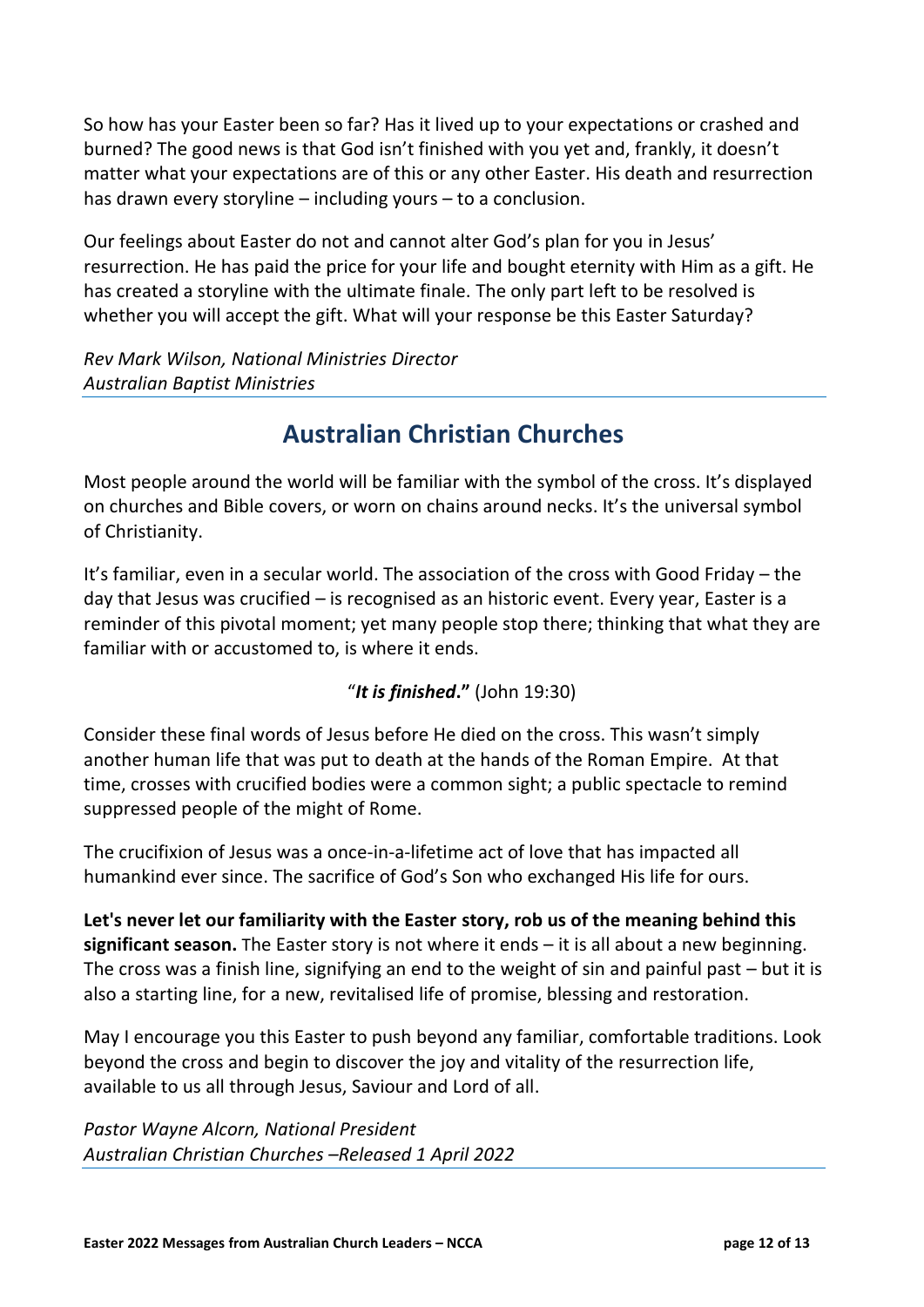So how has your Easter been so far? Has it lived up to your expectations or crashed and burned? The good news is that God isn't finished with you yet and, frankly, it doesn't matter what your expectations are of this or any other Easter. His death and resurrection has drawn every storyline – including yours – to a conclusion.

Our feelings about Easter do not and cannot alter God's plan for you in Jesus' resurrection. He has paid the price for your life and bought eternity with Him as a gift. He has created a storyline with the ultimate finale. The only part left to be resolved is whether you will accept the gift. What will your response be this Easter Saturday?

*Rev Mark Wilson, National Ministries Director*
*Australian Baptist Ministries*

## Australian Christian Churches

Most people around the world will be familiar with the symbol of the cross. It's displayed on churches and Bible covers, or worn on chains around necks. It's the universal symbol of Christianity.

It's familiar, even in a secular world. The association of the cross with Good Friday – the day that Jesus was crucified – is recognised as an historic event. Every year, Easter is a reminder of this pivotal moment; yet many people stop there; thinking that what they are familiar with or accustomed to, is where it ends.

"***It is finished*."** (John 19:30)

Consider these final words of Jesus before He died on the cross. This wasn't simply another human life that was put to death at the hands of the Roman Empire. At that time, crosses with crucified bodies were a common sight; a public spectacle to remind suppressed people of the might of Rome.

The crucifixion of Jesus was a once-in-a-lifetime act of love that has impacted all humankind ever since. The sacrifice of God's Son who exchanged His life for ours.

**Let's never let our familiarity with the Easter story, rob us of the meaning behind this significant season.** The Easter story is not where it ends – it is all about a new beginning. The cross was a finish line, signifying an end to the weight of sin and painful past – but it is also a starting line, for a new, revitalised life of promise, blessing and restoration.

May I encourage you this Easter to push beyond any familiar, comfortable traditions. Look beyond the cross and begin to discover the joy and vitality of the resurrection life, available to us all through Jesus, Saviour and Lord of all.

*Pastor Wayne Alcorn, National President*
*Australian Christian Churches –Released 1 April 2022*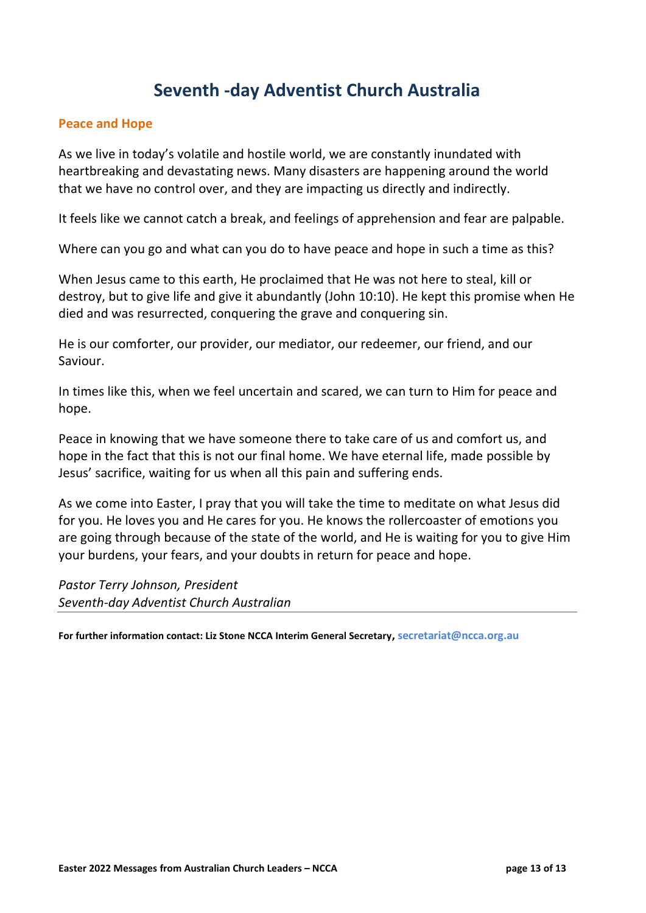# Seventh -day Adventist Church Australia

## Peace and Hope

As we live in today's volatile and hostile world, we are constantly inundated with heartbreaking and devastating news. Many disasters are happening around the world that we have no control over, and they are impacting us directly and indirectly.

It feels like we cannot catch a break, and feelings of apprehension and fear are palpable.

Where can you go and what can you do to have peace and hope in such a time as this?

When Jesus came to this earth, He proclaimed that He was not here to steal, kill or destroy, but to give life and give it abundantly (John 10:10). He kept this promise when He died and was resurrected, conquering the grave and conquering sin.

He is our comforter, our provider, our mediator, our redeemer, our friend, and our Saviour.

In times like this, when we feel uncertain and scared, we can turn to Him for peace and hope.

Peace in knowing that we have someone there to take care of us and comfort us, and hope in the fact that this is not our final home. We have eternal life, made possible by Jesus' sacrifice, waiting for us when all this pain and suffering ends.

As we come into Easter, I pray that you will take the time to meditate on what Jesus did for you. He loves you and He cares for you. He knows the rollercoaster of emotions you are going through because of the state of the world, and He is waiting for you to give Him your burdens, your fears, and your doubts in return for peace and hope.

*Pastor Terry Johnson, President*
*Seventh-day Adventist Church Australian*

---

**For further information contact: Liz Stone NCCA Interim General Secretary, secretariat@ncca.org.au**